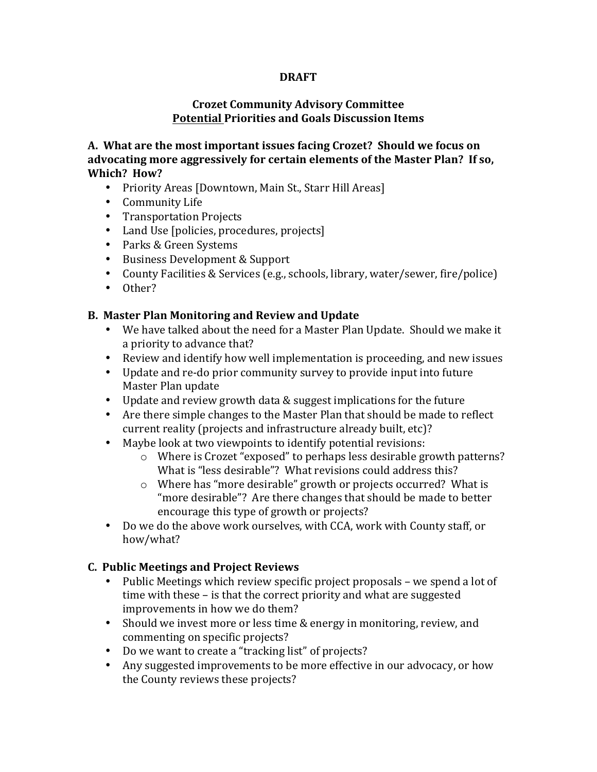**DRAFT**

**Crozet Community Advisory Committee**
**<u>Potential</u> Priorities and Goals Discussion Items**

**A. What are the most important issues facing Crozet? Should we focus on advocating more aggressively for certain elements of the Master Plan? If so, Which? How?**

- Priority Areas [Downtown, Main St., Starr Hill Areas]
- Community Life
- Transportation Projects
- Land Use [policies, procedures, projects]
- Parks & Green Systems
- Business Development & Support
- County Facilities & Services (e.g., schools, library, water/sewer, fire/police)
- Other?

**B. Master Plan Monitoring and Review and Update**

- We have talked about the need for a Master Plan Update. Should we make it a priority to advance that?
- Review and identify how well implementation is proceeding, and new issues
- Update and re-do prior community survey to provide input into future Master Plan update
- Update and review growth data & suggest implications for the future
- Are there simple changes to the Master Plan that should be made to reflect current reality (projects and infrastructure already built, etc)?
- Maybe look at two viewpoints to identify potential revisions:
  - Where is Crozet "exposed" to perhaps less desirable growth patterns? What is "less desirable"? What revisions could address this?
  - Where has "more desirable" growth or projects occurred? What is "more desirable"? Are there changes that should be made to better encourage this type of growth or projects?
- Do we do the above work ourselves, with CCA, work with County staff, or how/what?

**C. Public Meetings and Project Reviews**

- Public Meetings which review specific project proposals – we spend a lot of time with these – is that the correct priority and what are suggested improvements in how we do them?
- Should we invest more or less time & energy in monitoring, review, and commenting on specific projects?
- Do we want to create a "tracking list" of projects?
- Any suggested improvements to be more effective in our advocacy, or how the County reviews these projects?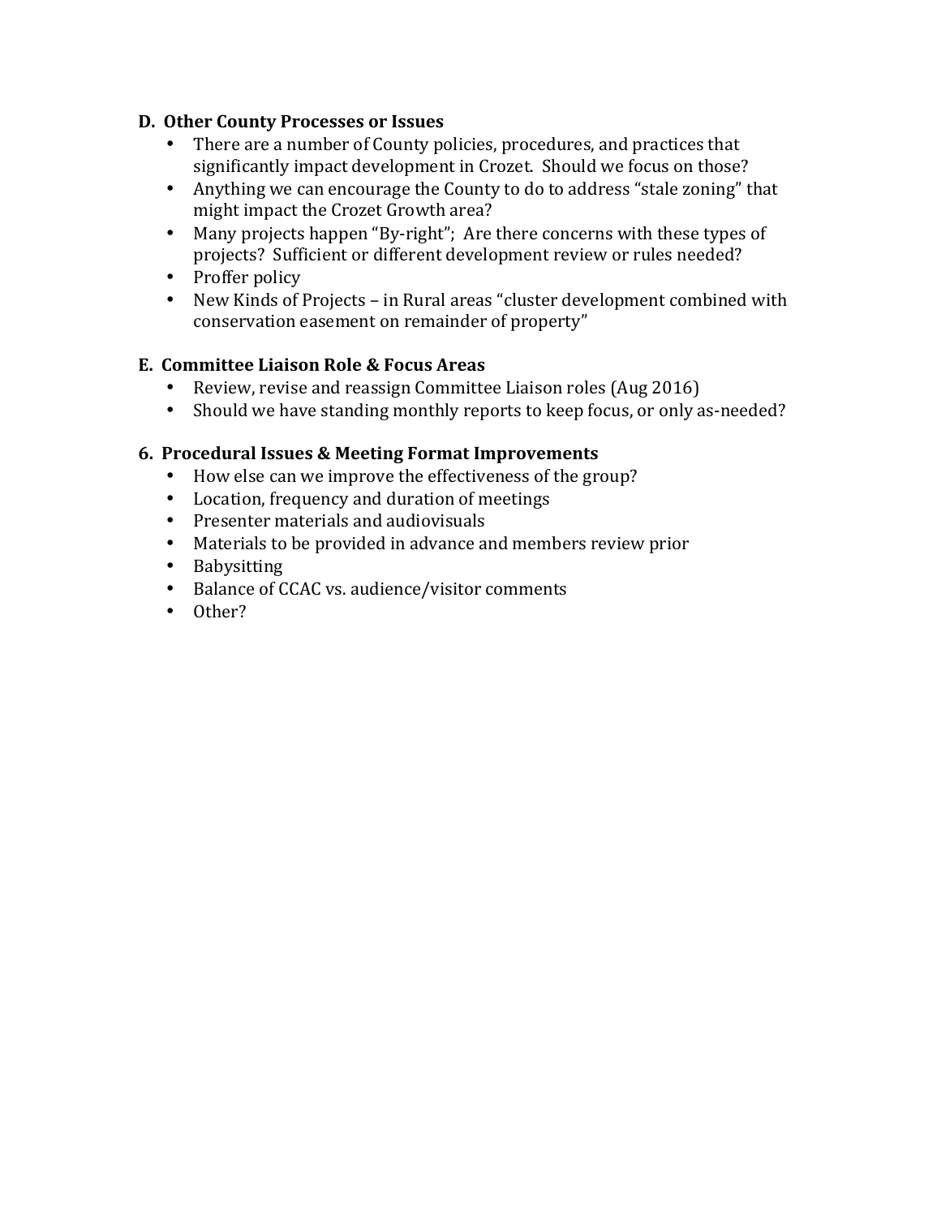### D. Other County Processes or Issues

- There are a number of County policies, procedures, and practices that significantly impact development in Crozet. Should we focus on those?
- Anything we can encourage the County to do to address "stale zoning" that might impact the Crozet Growth area?
- Many projects happen "By-right"; Are there concerns with these types of projects? Sufficient or different development review or rules needed?
- Proffer policy
- New Kinds of Projects – in Rural areas "cluster development combined with conservation easement on remainder of property"

### E. Committee Liaison Role & Focus Areas

- Review, revise and reassign Committee Liaison roles (Aug 2016)
- Should we have standing monthly reports to keep focus, or only as-needed?

### 6. Procedural Issues & Meeting Format Improvements

- How else can we improve the effectiveness of the group?
- Location, frequency and duration of meetings
- Presenter materials and audiovisuals
- Materials to be provided in advance and members review prior
- Babysitting
- Balance of CCAC vs. audience/visitor comments
- Other?